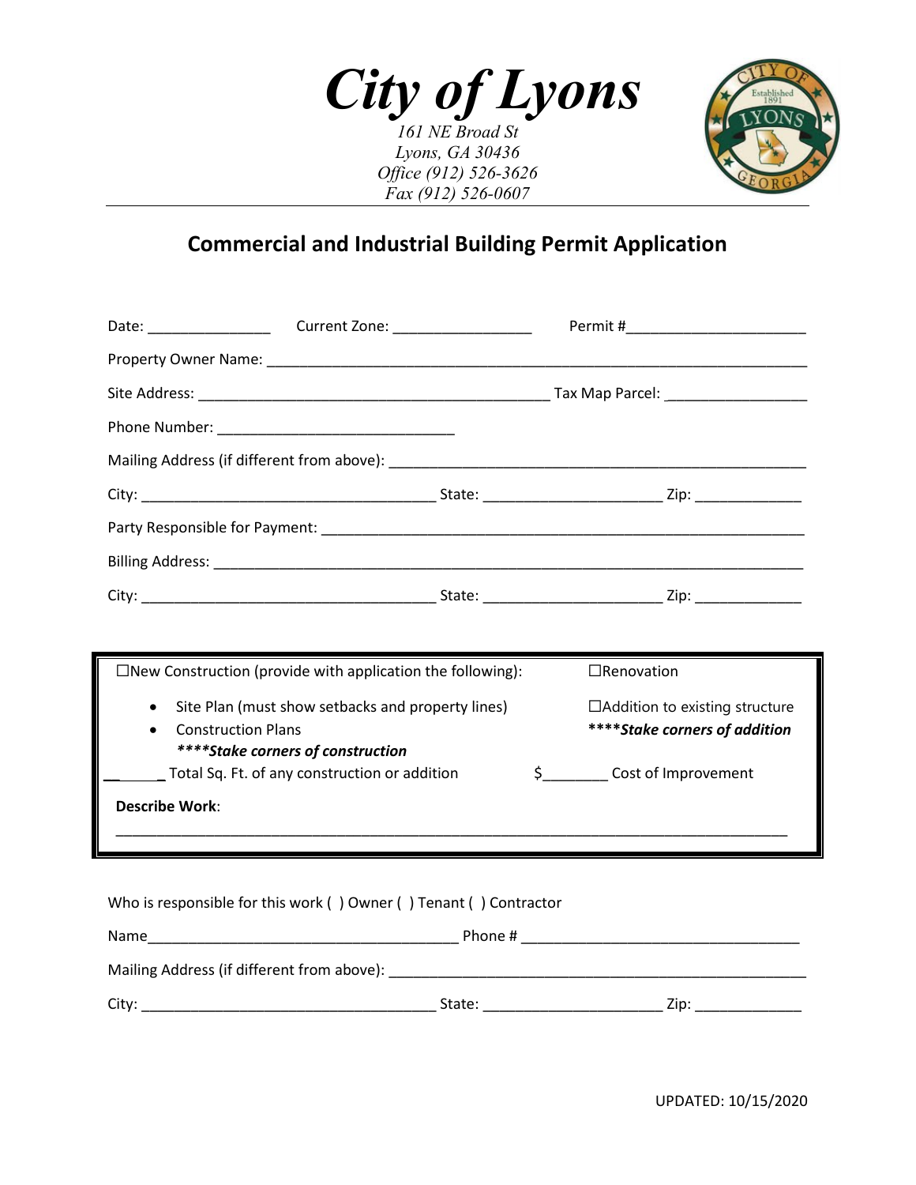# *City of Lyons*

*161 NE Broad St*
*Lyons, GA 30436*
*Office (912) 526-3626*
*Fax (912) 526-0607*

## Commercial and Industrial Building Permit Application

Date: _______________ Current Zone: _________________ Permit #______________________

Property Owner Name: ____________________________________________________________________

Site Address: ___________________________________________ Tax Map Parcel: _________________

Phone Number: _____________________________

Mailing Address (if different from above): ____________________________________________________

City: ____________________________________ State: _____________________ Zip: _____________

Party Responsible for Payment: ___________________________________________________________

Billing Address: _________________________________________________________________________

City: ____________________________________ State: _____________________ Zip: _____________

☐New Construction (provide with application the following):

- Site Plan (must show setbacks and property lines)
- Construction Plans

***\*\*\*\*Stake corners of construction***

☐Renovation

☐Addition to existing structure

***\*\*\*\*Stake corners of addition***

________ Total Sq. Ft. of any construction or addition

$________ Cost of Improvement

**Describe Work**:

_____________________________________________________________________________________

Who is responsible for this work ( ) Owner ( ) Tenant ( ) Contractor

Name______________________________________ Phone # __________________________________

Mailing Address (if different from above): ____________________________________________________

City: ____________________________________ State: _____________________ Zip: _____________

UPDATED: 10/15/2020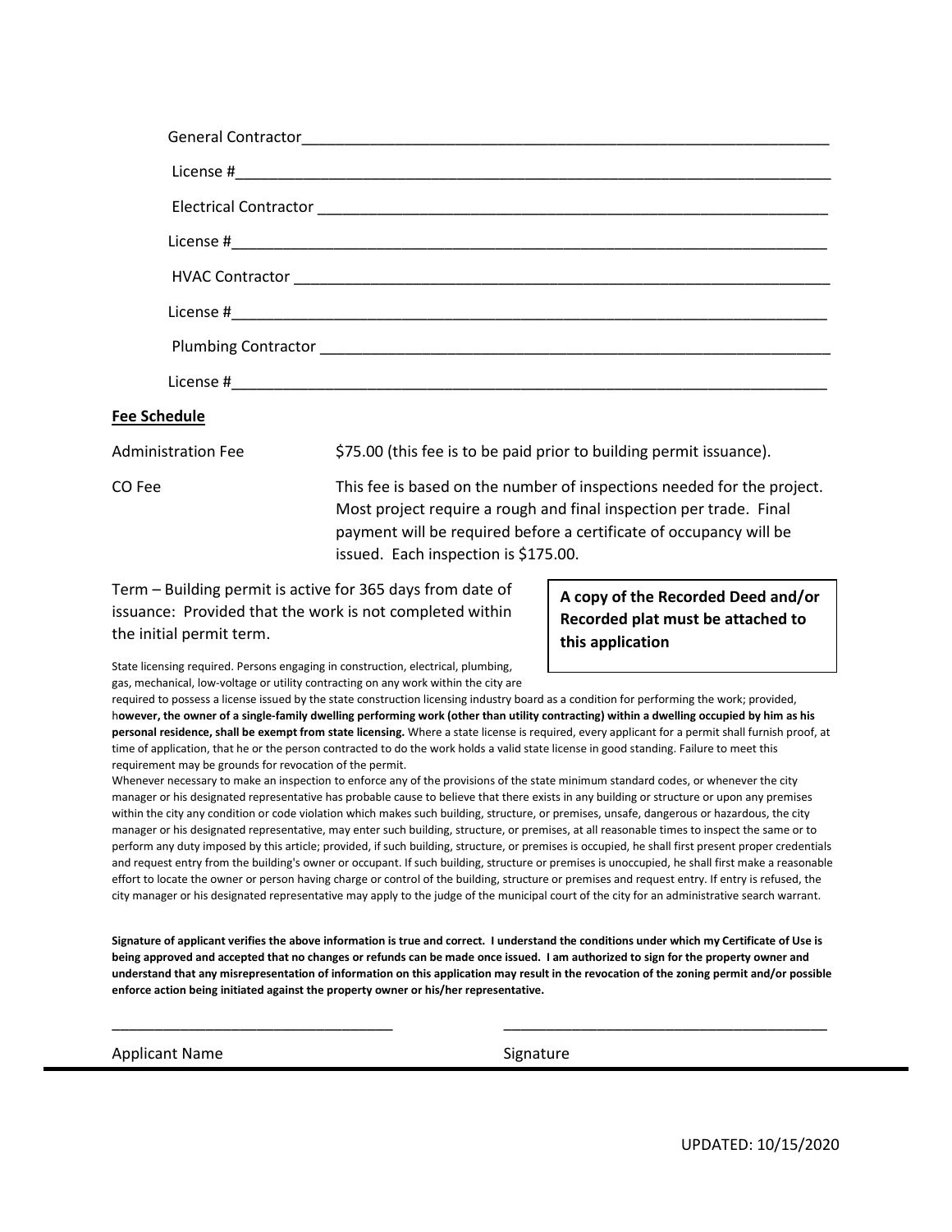General Contractor_______________________________________________________________

License #_______________________________________________________________________

Electrical Contractor _____________________________________________________________

License #_______________________________________________________________________

HVAC Contractor _________________________________________________________________

License #_______________________________________________________________________

Plumbing Contractor ______________________________________________________________

License #_______________________________________________________________________

**Fee Schedule**

| | |
|---|---|
| Administration Fee | $75.00 (this fee is to be paid prior to building permit issuance). |
| CO Fee | This fee is based on the number of inspections needed for the project. Most project require a rough and final inspection per trade. Final payment will be required before a certificate of occupancy will be issued. Each inspection is $175.00. |

Term – Building permit is active for 365 days from date of issuance: Provided that the work is not completed within the initial permit term.

**A copy of the Recorded Deed and/or Recorded plat must be attached to this application**

State licensing required. Persons engaging in construction, electrical, plumbing, gas, mechanical, low-voltage or utility contracting on any work within the city are required to possess a license issued by the state construction licensing industry board as a condition for performing the work; provided, h**owever, the owner of a single-family dwelling performing work (other than utility contracting) within a dwelling occupied by him as his personal residence, shall be exempt from state licensing.** Where a state license is required, every applicant for a permit shall furnish proof, at time of application, that he or the person contracted to do the work holds a valid state license in good standing. Failure to meet this requirement may be grounds for revocation of the permit.

Whenever necessary to make an inspection to enforce any of the provisions of the state minimum standard codes, or whenever the city manager or his designated representative has probable cause to believe that there exists in any building or structure or upon any premises within the city any condition or code violation which makes such building, structure, or premises, unsafe, dangerous or hazardous, the city manager or his designated representative, may enter such building, structure, or premises, at all reasonable times to inspect the same or to perform any duty imposed by this article; provided, if such building, structure, or premises is occupied, he shall first present proper credentials and request entry from the building's owner or occupant. If such building, structure or premises is unoccupied, he shall first make a reasonable effort to locate the owner or person having charge or control of the building, structure or premises and request entry. If entry is refused, the city manager or his designated representative may apply to the judge of the municipal court of the city for an administrative search warrant.

**Signature of applicant verifies the above information is true and correct. I understand the conditions under which my Certificate of Use is being approved and accepted that no changes or refunds can be made once issued. I am authorized to sign for the property owner and understand that any misrepresentation of information on this application may result in the revocation of the zoning permit and/or possible enforce action being initiated against the property owner or his/her representative.**

___________________________________ ________________________________________

Applicant Name Signature

UPDATED: 10/15/2020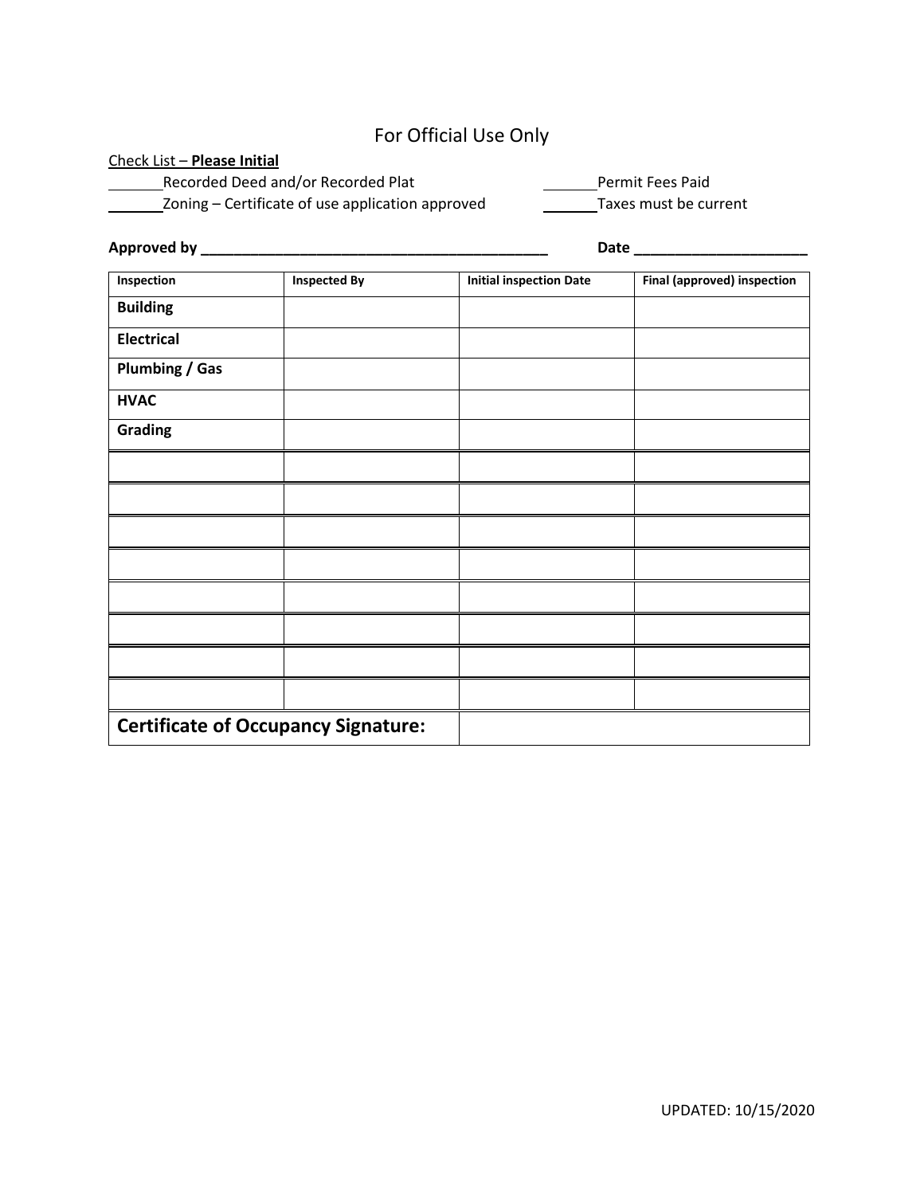# For Official Use Only

Check List – **Please Initial**

_______Recorded Deed and/or Recorded Plat

_______Zoning – Certificate of use application approved

_______Permit Fees Paid

_______Taxes must be current

**Approved by** _________________________________________ **Date** _____________________

| Inspection | Inspected By | Initial inspection Date | Final (approved) inspection |
|---|---|---|---|
| **Building** | | | |
| **Electrical** | | | |
| **Plumbing / Gas** | | | |
| **HVAC** | | | |
| **Grading** | | | |
| | | | |
| | | | |
| | | | |
| | | | |
| | | | |
| | | | |
| | | | |
| | | | |
| **Certificate of Occupancy Signature:** | | | |

UPDATED: 10/15/2020